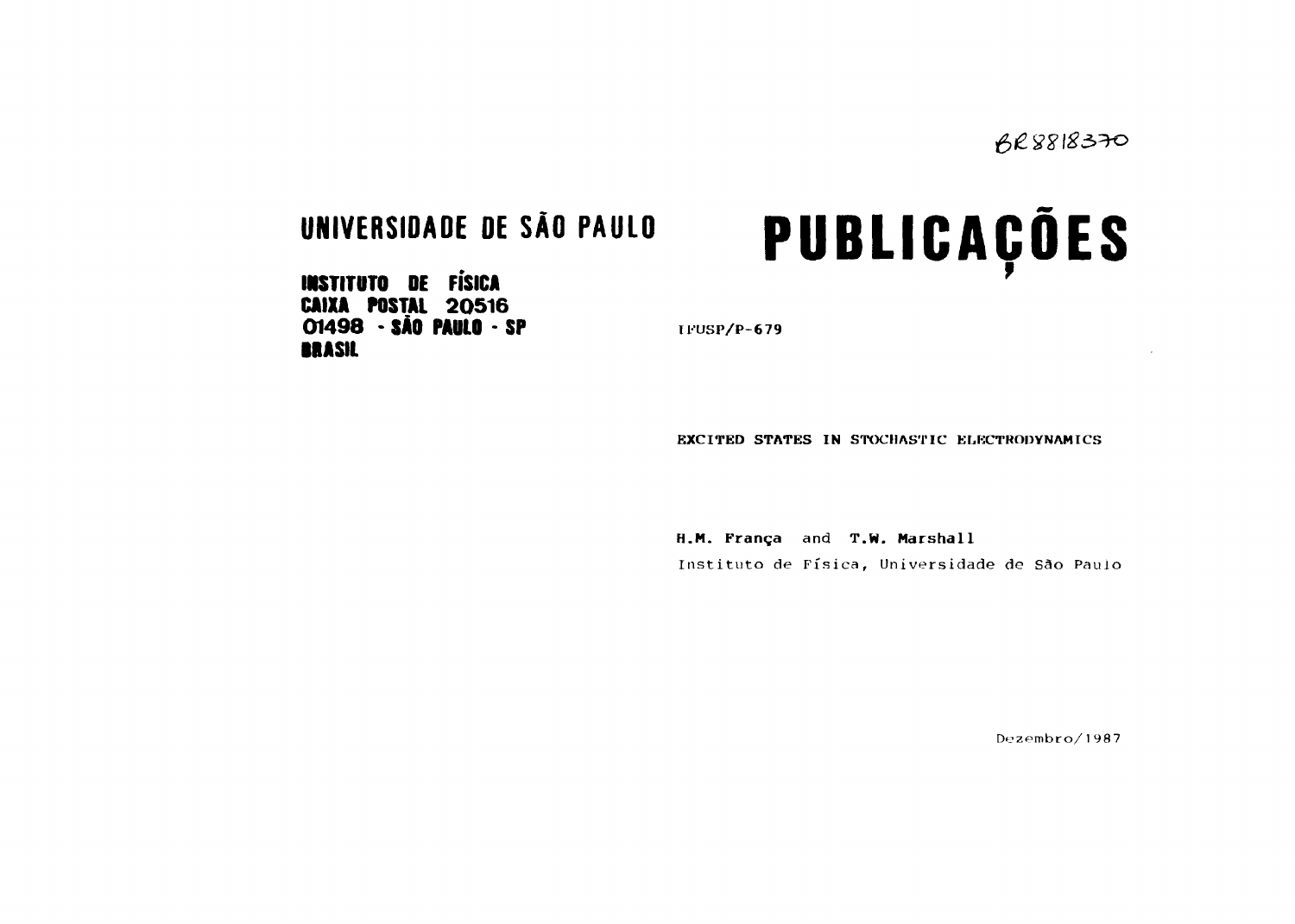BR8818370

**UNIVERSIDADE DE SÃO PAULO**

**INSTITUTO DE FÍSICA**
**CAIXA POSTAL 20516**
**01498 - SÃO PAULO - SP**
**BRASIL**

# PUBLICAÇÕES

IFUSP/P-679

**EXCITED STATES IN STOCHASTIC ELECTRODYNAMICS**

**H.M. França** and **T.W. Marshall**
Instituto de Física, Universidade de São Paulo

Dezembro/1987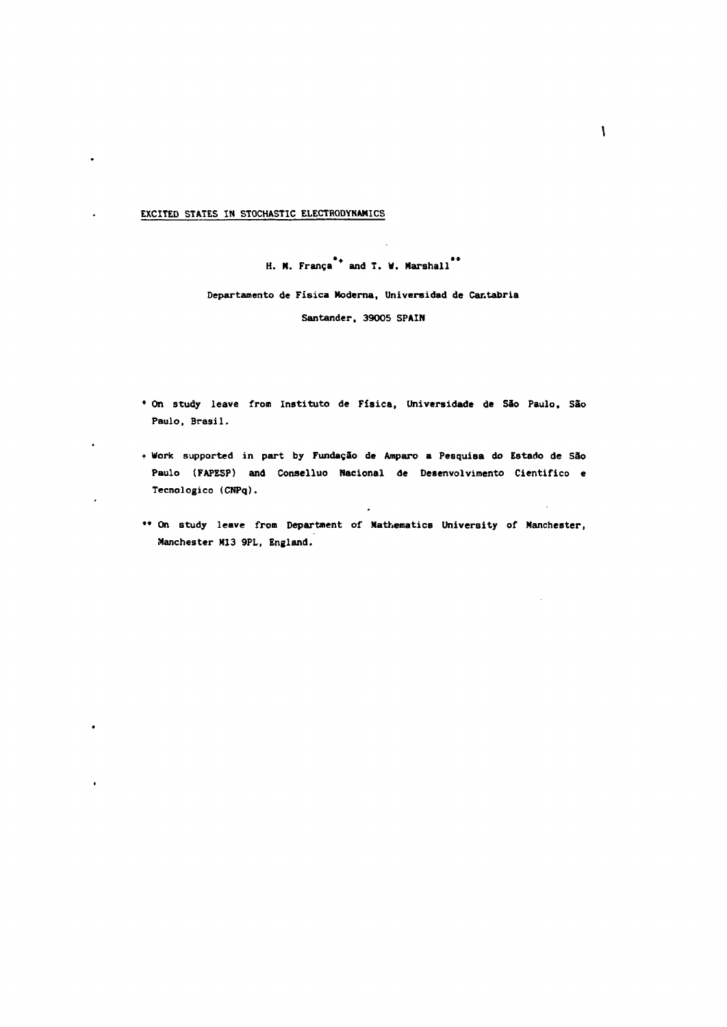# EXCITED STATES IN STOCHASTIC ELECTRODYNAMICS

H. M. França[*+] and T. W. Marshall[**]

Departamento de Física Moderna, Universidad de Cantabria

Santander, 39005 SPAIN

[*] On study leave from Instituto de Física, Universidade de São Paulo, São Paulo, Brasil.

[+] Work supported in part by Fundação de Amparo a Pesquisa do Estado de São Paulo (FAPESP) and Conselluo Nacional de Desenvolvimento Cientifico e Tecnologico (CNPq).

[**] On study leave from Department of Mathematics University of Manchester, Manchester M13 9PL, England.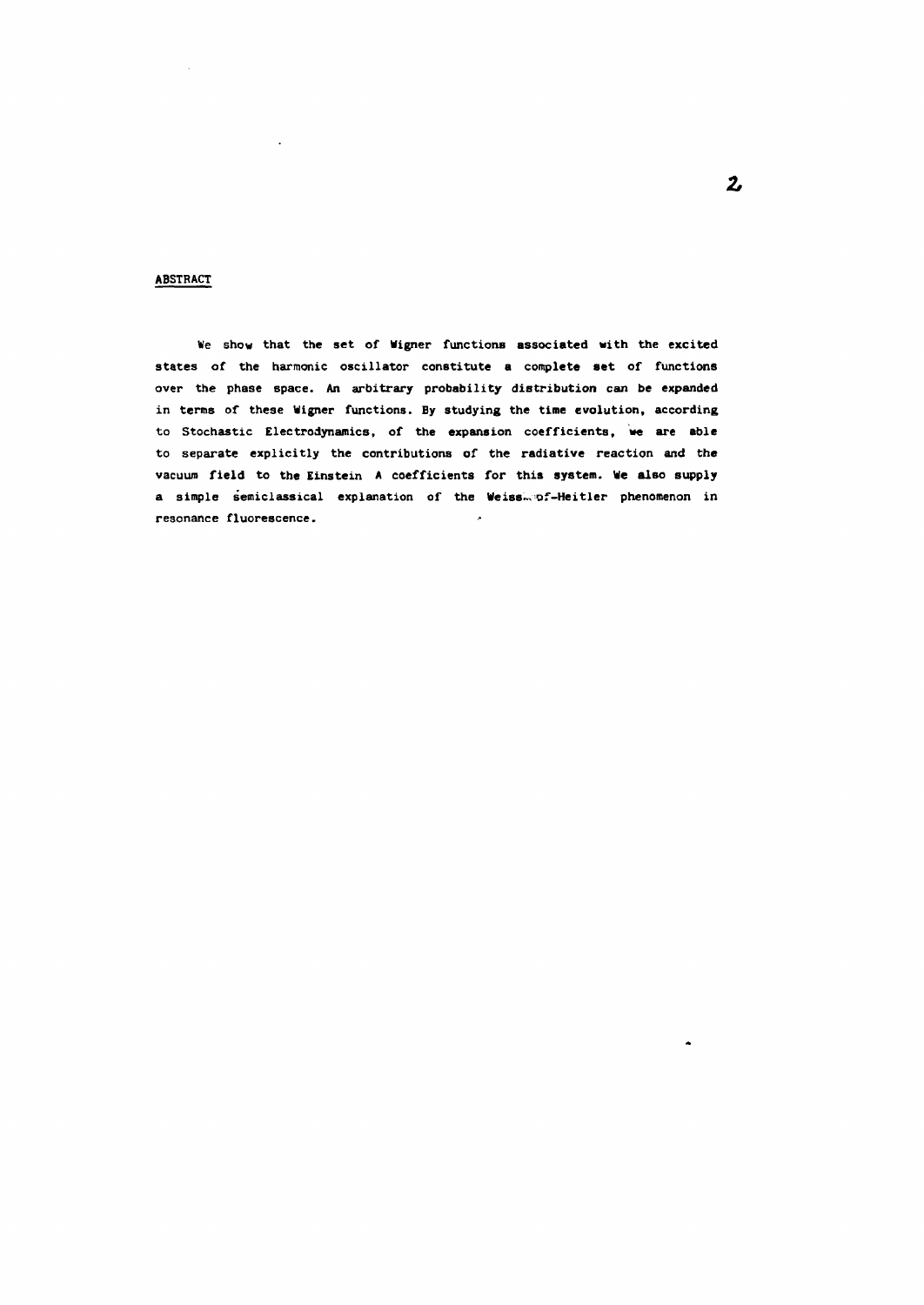## ABSTRACT

We show that the set of Wigner functions associated with the excited states of the harmonic oscillator constitute a complete set of functions over the phase space. An arbitrary probability distribution can be expanded in terms of these Wigner functions. By studying the time evolution, according to Stochastic Electrodynamics, of the expansion coefficients, we are able to separate explicitly the contributions of the radiative reaction and the vacuum field to the Einstein A coefficients for this system. We also supply a simple semiclassical explanation of the Weisskopf-Heitler phenomenon in resonance fluorescence.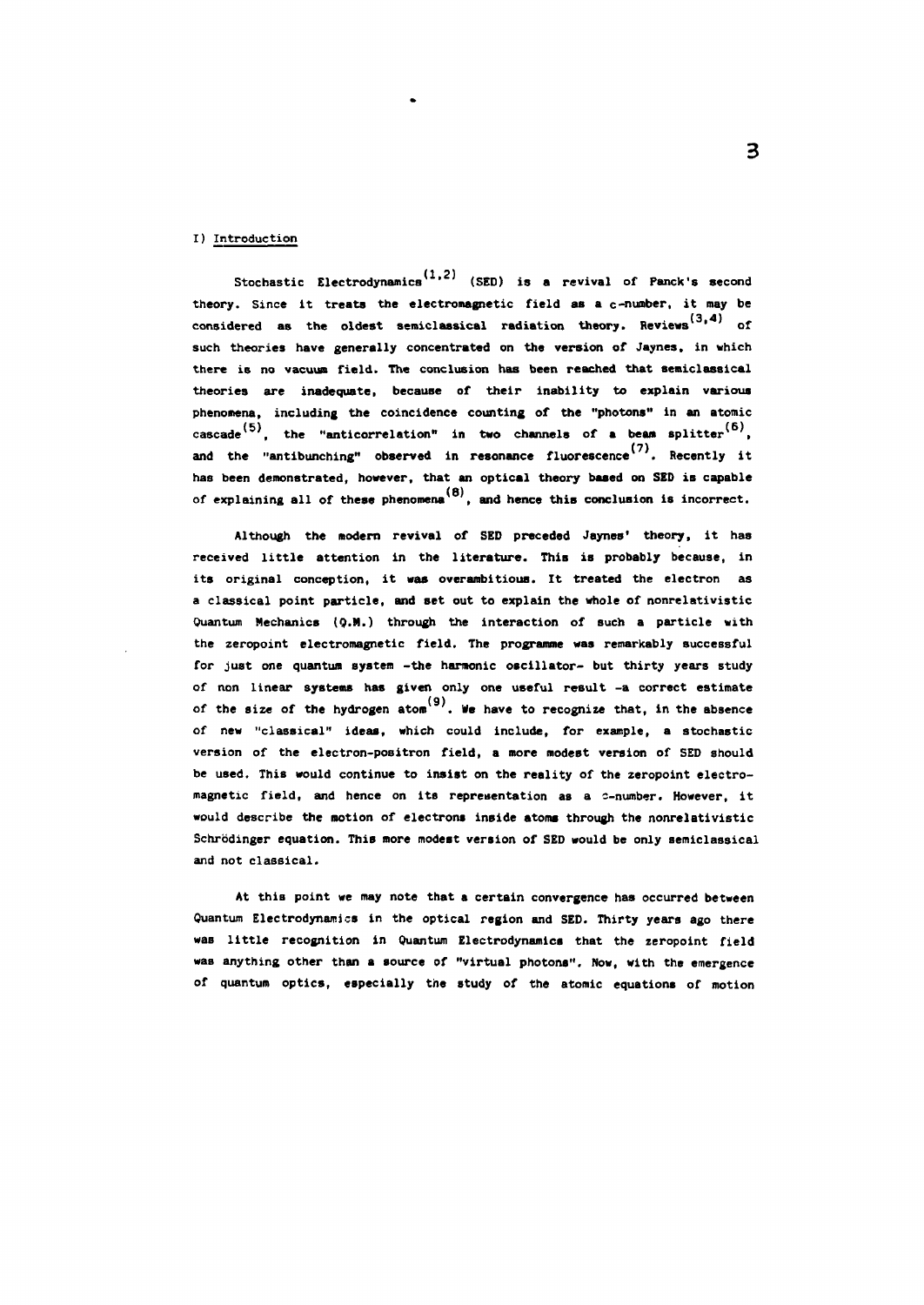## I) Introduction

Stochastic Electrodynamics[1,2] (SED) is a revival of Panck's second theory. Since it treats the electromagnetic field as a c-number, it may be considered as the oldest semiclassical radiation theory. Reviews[3,4] of such theories have generally concentrated on the version of Jaynes, in which there is no vacuum field. The conclusion has been reached that semiclassical theories are inadequate, because of their inability to explain various phenomena, including the coincidence counting of the "photons" in an atomic cascade[5], the "anticorrelation" in two channels of a beam splitter[6], and the "antibunching" observed in resonance fluorescence[7]. Recently it has been demonstrated, however, that an optical theory based on SED is capable of explaining all of these phenomena[8], and hence this conclusion is incorrect.

Although the modern revival of SED preceded Jaynes' theory, it has received little attention in the literature. This is probably because, in its original conception, it was overambitious. It treated the electron as a classical point particle, and set out to explain the whole of nonrelativistic Quantum Mechanics (Q.M.) through the interaction of such a particle with the zeropoint electromagnetic field. The programme was remarkably successful for just one quantum system -the harmonic oscillator- but thirty years study of non linear systems has given only one useful result -a correct estimate of the size of the hydrogen atom[9]. We have to recognize that, in the absence of new "classical" ideas, which could include, for example, a stochastic version of the electron-positron field, a more modest version of SED should be used. This would continue to insist on the reality of the zeropoint electromagnetic field, and hence on its representation as a c-number. However, it would describe the motion of electrons inside atoms through the nonrelativistic Schrödinger equation. This more modest version of SED would be only semiclassical and not classical.

At this point we may note that a certain convergence has occurred between Quantum Electrodynamics in the optical region and SED. Thirty years ago there was little recognition in Quantum Electrodynamics that the zeropoint field was anything other than a source of "virtual photons". Now, with the emergence of quantum optics, especially the study of the atomic equations of motion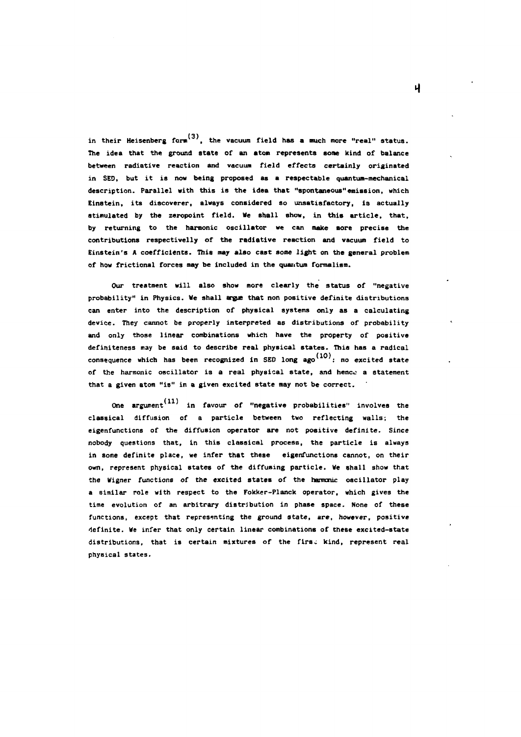in their Heisenberg form[3], the vacuum field has a much more "real" status. The idea that the ground state of an atom represents some kind of balance between radiative reaction and vacuum field effects certainly originated in SED, but it is now being proposed as a respectable quantum-mechanical description. Parallel with this is the idea that "spontaneous"emission, which Einstein, its discoverer, always considered so unsatisfactory, is actually stimulated by the zeropoint field. We shall show, in this article, that, by returning to the harmonic oscillator we can make more precise the contributions respectivelly of the radiative reaction and vacuum field to Einstein's A coefficients. This may also cast some light on the general problem of how frictional forces may be included in the quantum formalism.

Our treatment will also show more clearly the status of "negative probability" in Physics. We shall argue that non positive definite distributions can enter into the description of physical systems only as a calculating device. They cannot be properly interpreted as distributions of probability and only those linear combinations which have the property of positive definiteness may be said to describe real physical states. This has a radical consequence which has been recognized in SED long ago[10]: no excited state of the harmonic oscillator is a real physical state, and hence a statement that a given atom "is" in a given excited state may not be correct.

One argument[11] in favour of "negative probabilities" involves the classical diffusion of a particle between two reflecting walls; the eigenfunctions of the diffusion operator are not positive definite. Since nobody questions that, in this classical process, the particle is always in some definite place, we infer that these eigenfunctions cannot, on their own, represent physical states of the diffusing particle. We shall show that the Wigner functions of the excited states of the harmonic oscillator play a similar role with respect to the Fokker-Planck operator, which gives the time evolution of an arbitrary distribution in phase space. None of these functions, except that representing the ground state, are, however, positive definite. We infer that only certain linear combinations of these excited-state distributions, that is certain mixtures of the first kind, represent real physical states.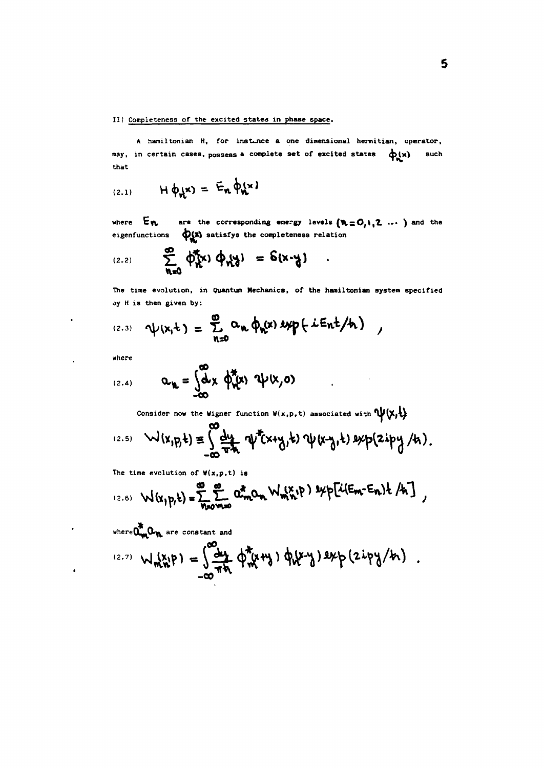## II) Completeness of the excited states in phase space.

A hamiltonian H, for instance a one dimensional hermitian, operator, may, in certain cases, possess a complete set of excited states $\phi_n(x)$ such that

$$H\phi_n(x) = E_n \phi_n(x) \tag{2.1}$$

where $E_n$ are the corresponding energy levels $(n = 0, 1, 2 \ldots)$ and the eigenfunctions $\phi_n(x)$ satisfys the completeness relation

$$\sum_{n=0}^{\infty} \phi_n^*(x)\, \phi_n(y) = \delta(x-y) \quad . \tag{2.2}$$

The time evolution, in Quantum Mechanics, of the hamiltonian system specified by H is then given by:

$$\psi(x,t) = \sum_{n=0}^{\infty} a_n \phi_n(x) \exp(-iE_n t/\hbar) \quad , \tag{2.3}$$

where

$$a_n = \int_{-\infty}^{\infty} dx\, \phi_n^*(x)\, \psi(x,0) \quad . \tag{2.4}$$

Consider now the Wigner function W(x,p,t) associated with $\psi(x,t)$

$$W(x,p,t) \equiv \int_{-\infty}^{\infty} \frac{dy}{\pi\hbar}\, \psi^*(x+y,t)\, \psi(x-y,t) \exp(2ipy/\hbar). \tag{2.5}$$

The time evolution of W(x,p,t) is

$$W(x,p,t) = \sum_{n=0}^{\infty} \sum_{m=0}^{\infty} a_m^* a_n W_{mn}(x,p) \exp[i(E_m - E_n)t/\hbar] \quad , \tag{2.6}$$

where $a_m^* a_n$ are constant and

$$W_{mn}(x,p) = \int_{-\infty}^{\infty} \frac{dy}{\pi\hbar}\, \phi_m^*(x+y)\, \phi_n(x-y) \exp(2ipy/\hbar) \quad . \tag{2.7}$$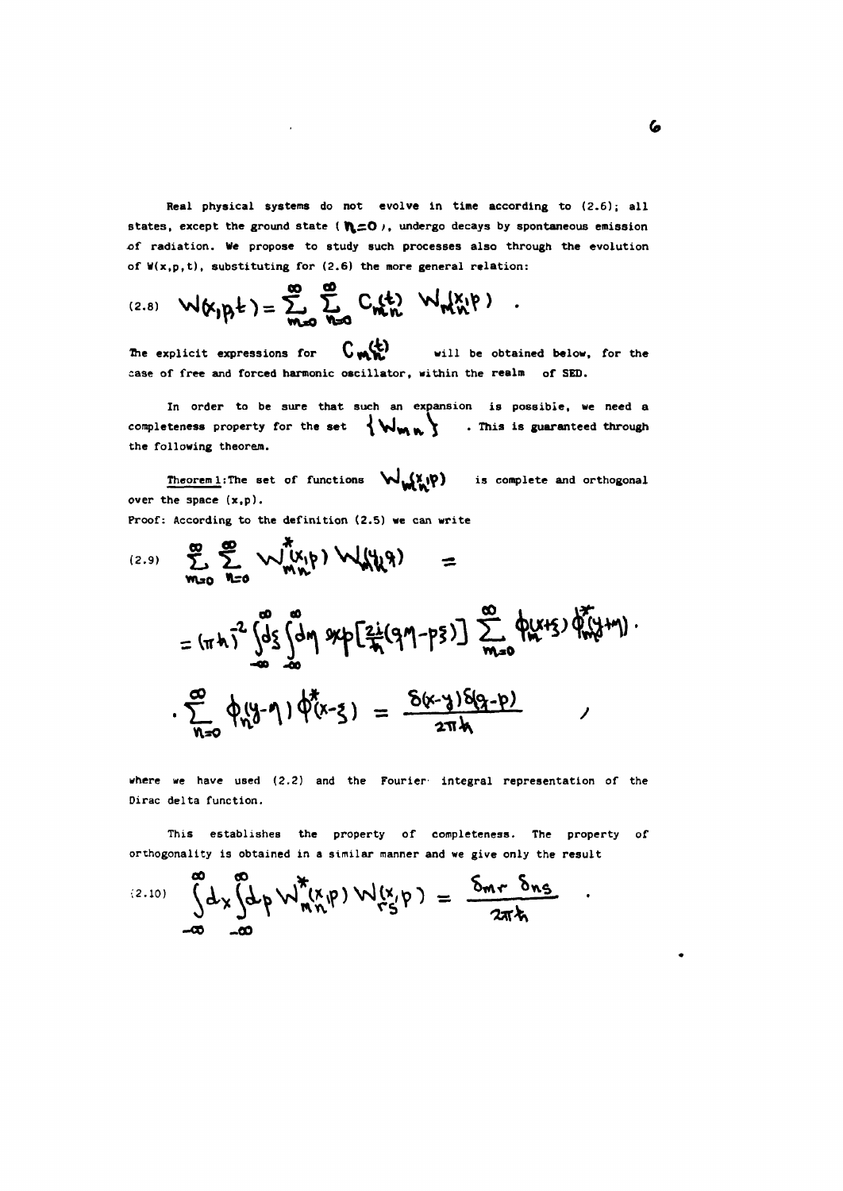Real physical systems do not evolve in time according to (2.6); all states, except the ground state ( $n=0$ ), undergo decays by spontaneous emission of radiation. We propose to study such processes also through the evolution of $W(x,p,t)$, substituting for (2.6) the more general relation:

$$(2.8) \quad W(x,p,t) = \sum_{m=0}^{\infty} \sum_{n=0}^{\infty} C_{mn}(t) \; W_{mn}(x,p) \quad .$$

The explicit expressions for $C_{mn}(t)$ will be obtained below, for the case of free and forced harmonic oscillator, within the realm of SED.

In order to be sure that such an expansion is possible, we need a completeness property for the set $\{W_{mn}\}$ . This is guaranteed through the following theorem.

Theorem 1: The set of functions $W_{mn}(x,p)$ is complete and orthogonal over the space $(x,p)$.

Proof: According to the definition (2.5) we can write

$$(2.9) \quad \sum_{m=0}^{\infty} \sum_{n=0}^{\infty} W^{*}_{mn}(x,p) \, W_{mn}(y,q) =$$

$$= (\pi\hbar)^{-2} \int_{-\infty}^{\infty} d\xi \int_{-\infty}^{\infty} d\eta \, \exp\left[\frac{2i}{\hbar}(q\eta - p\xi)\right] \sum_{m=0}^{\infty} \phi_m(x+\xi)\, \phi^{*}_m(y+\eta) \cdot$$

$$\cdot \sum_{n=0}^{\infty} \phi_n(y-\eta)\, \phi^{*}_n(x-\xi) = \frac{\delta(x-y)\,\delta(q-p)}{2\pi\hbar} \qquad ,$$

where we have used (2.2) and the Fourier integral representation of the Dirac delta function.

This establishes the property of completeness. The property of orthogonality is obtained in a similar manner and we give only the result

$$(2.10) \quad \int_{-\infty}^{\infty} dx \int_{-\infty}^{\infty} dp \, W^{*}_{mn}(x,p)\, W_{rs}(x,p) = \frac{\delta_{mr}\,\delta_{ns}}{2\pi\hbar} \quad .$$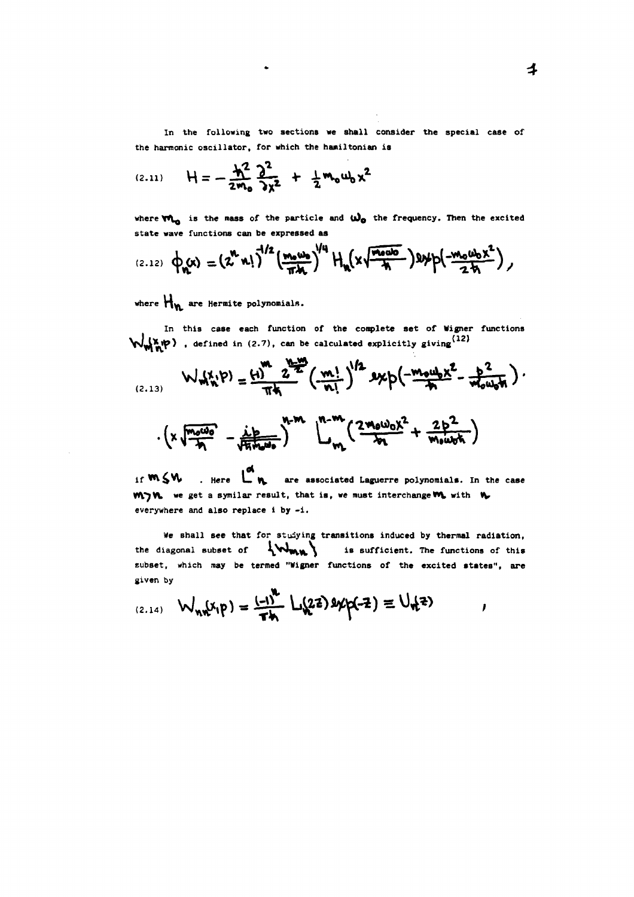In the following two sections we shall consider the special case of the harmonic oscillator, for which the hamiltonian is

$$(2.11)\quad H = -\frac{\hbar^2}{2m_0}\frac{\partial^2}{\partial x^2} + \frac{1}{2}m_0\omega_0 x^2$$

where $m_0$ is the mass of the particle and $\omega_0$ the frequency. Then the excited state wave functions can be expressed as

$$(2.12)\quad \phi_n(x) = (2^n n!)^{-1/2}\left(\frac{m_0\omega_0}{\pi\hbar}\right)^{1/4} H_n\left(x\sqrt{\frac{m_0\omega_0}{\hbar}}\right)\exp\left(-\frac{m_0\omega_0 x^2}{2\hbar}\right),$$

where $H_n$ are Hermite polynomials.

In this case each function of the complete set of Wigner functions $W_{mn}(x,p)$, defined in (2.7), can be calculated explicitly giving[12]

$$(2.13)\quad W_{mn}(x,p) = \frac{(-1)^m\, 2^{\frac{n-m}{2}}}{\pi\hbar}\left(\frac{m!}{n!}\right)^{1/2}\exp\left(-\frac{m_0\omega_0 x^2}{\hbar} - \frac{p^2}{m_0\omega_0\hbar}\right)\cdot$$

$$\cdot\left(x\sqrt{\frac{m_0\omega_0}{\hbar}} - \frac{ip}{\sqrt{\hbar m_0\omega_0}}\right)^{n-m} L_m^{n-m}\left(\frac{2m_0\omega_0 x^2}{\hbar} + \frac{2p^2}{m_0\omega_0\hbar}\right)$$

if $m \leq n$. Here $L_n^\alpha$ are associated Laguerre polynomials. In the case $m > n$ we get a symilar result, that is, we must interchange $m$ with $n$ everywhere and also replace $i$ by $-i$.

We shall see that for studying transitions induced by thermal radiation, the diagonal subset of $\{W_{mn}\}$ is sufficient. The functions of this subset, which may be termed "Wigner functions of the excited states", are given by

$$(2.14)\quad W_{nn}(x,p) = \frac{(-1)^n}{\pi\hbar} L_n(2z)\exp(-z) \equiv U_n(z) \qquad ,$$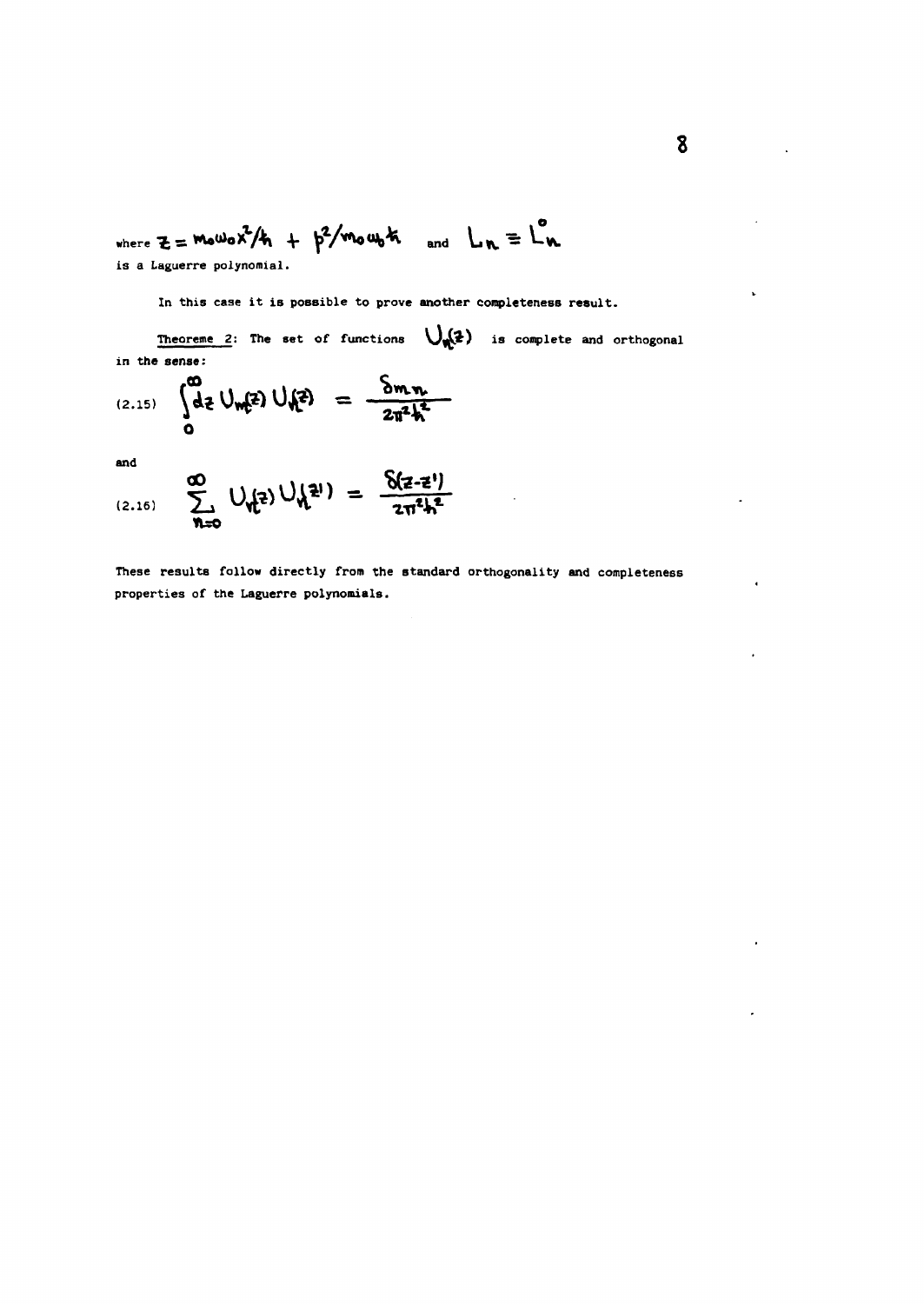where $Z = m_0\omega_0 x^2/\hbar + p^2/m_0\omega_0\hbar$ and $L_n \equiv L_n^0$ is a Laguerre polynomial.

In this case it is possible to prove another completeness result.

<u>Theoreme 2</u>: The set of functions $U_n(z)$ is complete and orthogonal in the sense:

$$\int_0^\infty dz\, U_m(z)\, U_n(z) = \frac{\delta_{mn}}{2\pi^2\hbar^2} \tag{2.15}$$

and

$$\sum_{n=0}^{\infty} U_n(z)\, U_n(z') = \frac{\delta(z-z')}{2\pi^2\hbar^2} \tag{2.16}$$

These results follow directly from the standard orthogonality and completeness properties of the Laguerre polynomials.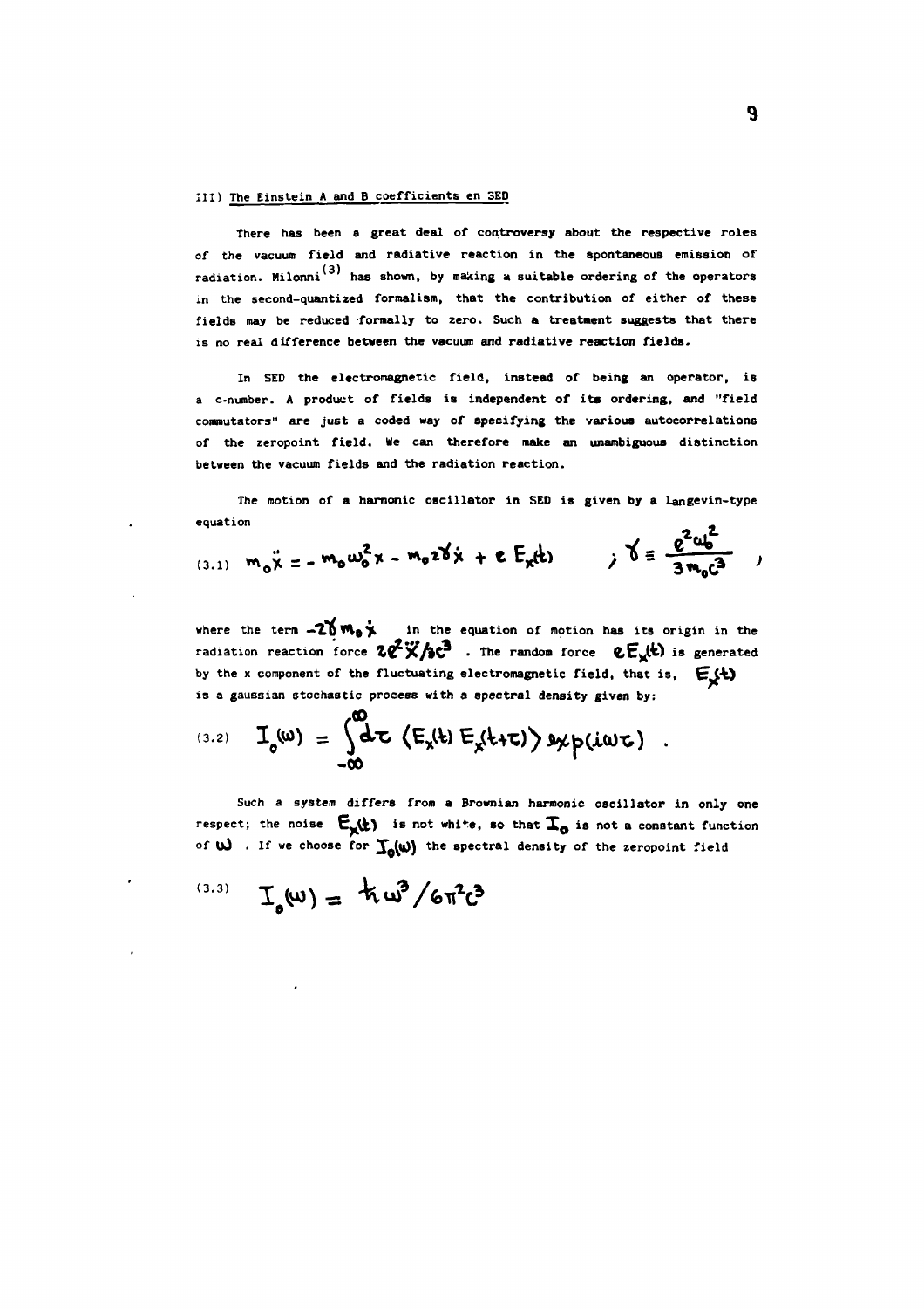### III) The Einstein A and B coefficients en SED

There has been a great deal of controversy about the respective roles of the vacuum field and radiative reaction in the spontaneous emission of radiation. Milonni[3] has shown, by making a suitable ordering of the operators in the second-quantized formalism, that the contribution of either of these fields may be reduced formally to zero. Such a treatment suggests that there is no real difference between the vacuum and radiative reaction fields.

In SED the electromagnetic field, instead of being an operator, is a c-number. A product of fields is independent of its ordering, and "field commutators" are just a coded way of specifying the various autocorrelations of the zeropoint field. We can therefore make an unambiguous distinction between the vacuum fields and the radiation reaction.

The motion of a harmonic oscillator in SED is given by a Langevin-type equation

$$\text{(3.1)} \quad m_0 \ddot{x} = - m_0 \omega_0^2 x - m_0 2\gamma \dot{x} + e E_x(t) \qquad ; \gamma \equiv \frac{e^2 \omega_0^2}{3 m_0 c^3} \quad ,$$

where the term $-2\gamma m_0 \dot{x}$ in the equation of motion has its origin in the radiation reaction force $2e^2 \dddot{x}/3c^3$ . The random force $eE_x(t)$ is generated by the x component of the fluctuating electromagnetic field, that is, $E_x(t)$ is a gaussian stochastic process with a spectral density given by:

$$\text{(3.2)} \quad I_0(\omega) = \int_{-\infty}^{\infty} d\tau \, \langle E_x(t) E_x(t+\tau) \rangle \exp(i\omega\tau) \quad .$$

Such a system differs from a Brownian harmonic oscillator in only one respect; the noise $E_x(t)$ is not white, so that $I_0$ is not a constant function of $\omega$ . If we choose for $I_0(\omega)$ the spectral density of the zeropoint field

$$\text{(3.3)} \quad I_0(\omega) = \hbar \omega^3 / 6\pi^2 c^3$$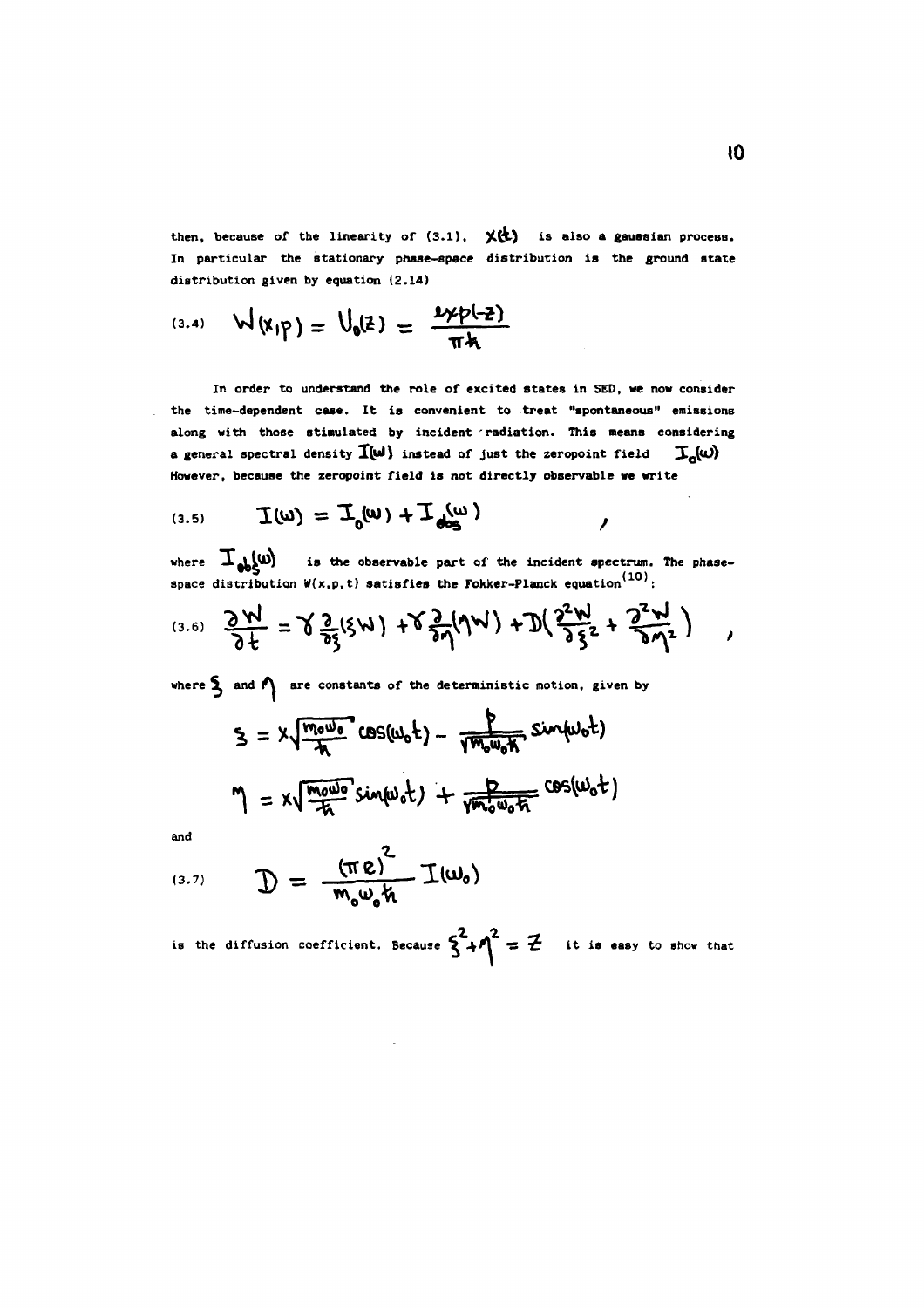then, because of the linearity of (3.1), $x(t)$ is also a gaussian process. In particular the stationary phase-space distribution is the ground state distribution given by equation (2.14)

$$W(x,p) = U_0(z) = \frac{2\exp(-z)}{\pi\hbar} \tag{3.4}$$

In order to understand the role of excited states in SED, we now consider the time-dependent case. It is convenient to treat "spontaneous" emissions along with those stimulated by incident radiation. This means considering a general spectral density $I(\omega)$ instead of just the zeropoint field $I_0(\omega)$ However, because the zeropoint field is not directly observable we write

$$I(\omega) = I_0(\omega) + I_{obs}(\omega) \qquad , \tag{3.5}$$

where $I_{obs}(\omega)$ is the observable part of the incident spectrum. The phase-space distribution $W(x,p,t)$ satisfies the Fokker-Planck equation[10]:

$$\frac{\partial W}{\partial t} = \gamma \frac{\partial}{\partial \xi}(\xi W) + \gamma \frac{\partial}{\partial \eta}(\eta W) + D\left(\frac{\partial^2 W}{\partial \xi^2} + \frac{\partial^2 W}{\partial \eta^2}\right) \quad , \tag{3.6}$$

where $\xi$ and $\eta$ are constants of the deterministic motion, given by

$$\xi = x\sqrt{\frac{m_0\omega_0}{\hbar}}\cos(\omega_0 t) - \frac{p}{\sqrt{m_0\omega_0\hbar}}\sin(\omega_0 t)$$

$$\eta = x\sqrt{\frac{m_0\omega_0}{\hbar}}\sin(\omega_0 t) + \frac{p}{\sqrt{m_0\omega_0\hbar}}\cos(\omega_0 t)$$

and

$$D = \frac{(\pi e)^2}{m_0\omega_0\hbar} I(\omega_0) \tag{3.7}$$

is the diffusion coefficient. Because $\xi^2 + \eta^2 = z$ it is easy to show that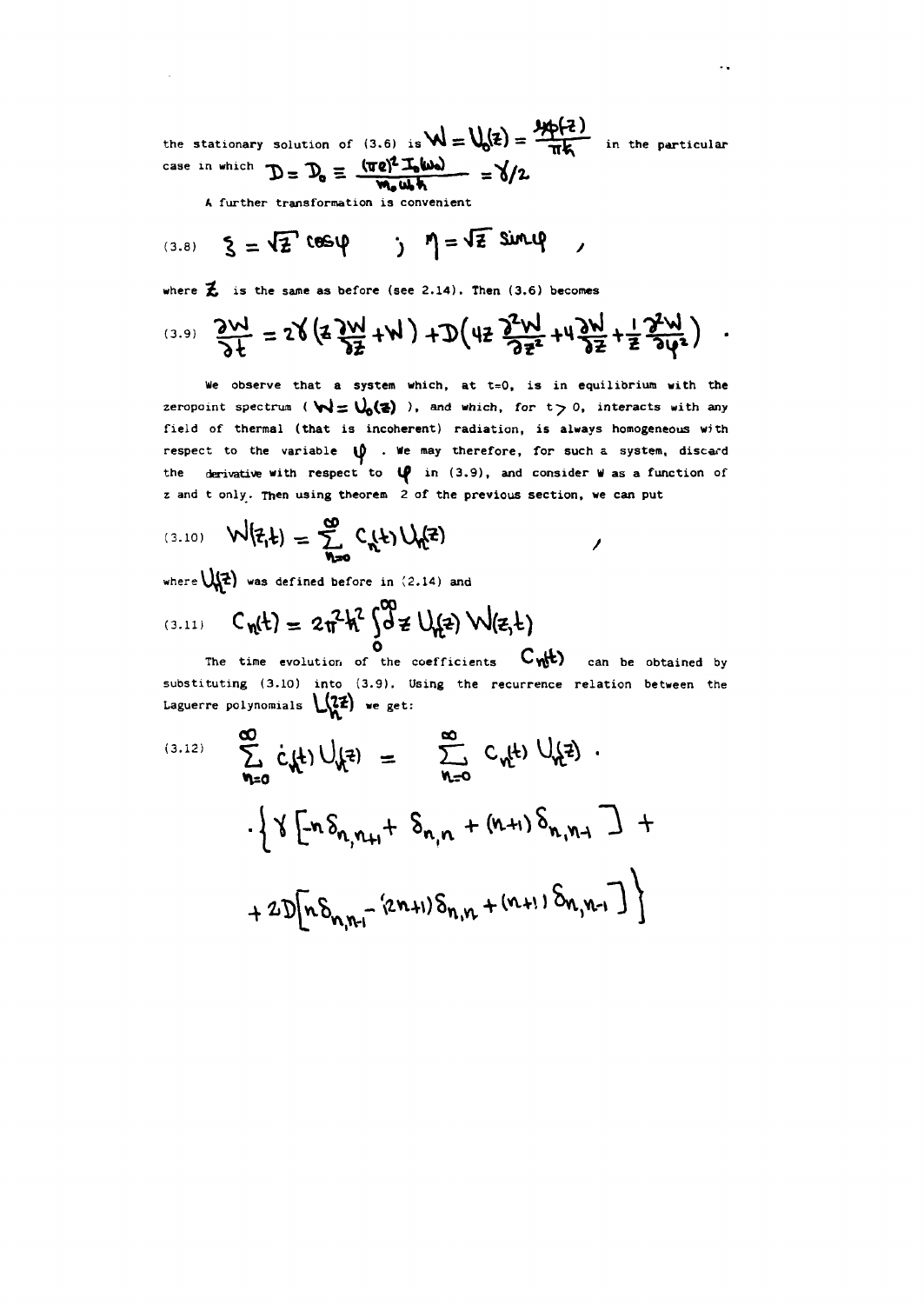the stationary solution of (3.6) is $W = U_0(z) = \frac{4\phi(z)}{\pi\hbar}$ in the particular case in which $D = D_0 \equiv \frac{(\pi e)^2 I_0(\omega_0)}{m_0 \omega_0 \hbar} = \gamma/2$

A further transformation is convenient

$$\text{(3.8)} \quad \xi = \sqrt{z}\,\cos\varphi \quad ; \quad \eta = \sqrt{z}\,\sin\varphi \quad ,$$

where $z$ is the same as before (see 2.14). Then (3.6) becomes

$$\text{(3.9)} \quad \frac{\partial W}{\partial t} = 2\gamma\left(z\frac{\partial W}{\partial z} + W\right) + D\left(4z\frac{\partial^2 W}{\partial z^2} + 4\frac{\partial W}{\partial z} + \frac{1}{z}\frac{\partial^2 W}{\partial \varphi^2}\right) \quad .$$

We observe that a system which, at t=0, is in equilibrium with the zeropoint spectrum ( $W = U_0(z)$ ), and which, for $t > 0$, interacts with any field of thermal (that is incoherent) radiation, is always homogeneous with respect to the variable $\varphi$ . We may therefore, for such a system, discard the derivative with respect to $\varphi$ in (3.9), and consider W as a function of z and t only. Then using theorem 2 of the previous section, we can put

$$\text{(3.10)} \quad W(z,t) = \sum_{n=0}^{\infty} C_n(t)\, U_n(z) \quad ,$$

where $U_n(z)$ was defined before in (2.14) and

$$\text{(3.11)} \quad C_n(t) = 2\pi^2\hbar^2 \int_0^{\infty} dz\, U_n(z)\, W(z,t)$$

The time evolution of the coefficients $C_n(t)$ can be obtained by substituting (3.10) into (3.9). Using the recurrence relation between the Laguerre polynomials $L_n(2z)$ we get:

$$\text{(3.12)} \quad \sum_{n=0}^{\infty} \dot{C}_n(t)\, U_n(z) = \sum_{n=0}^{\infty} C_n(t)\, U_n(z) \cdot$$
$$\cdot \Big\{ \gamma \left[ -n\,\delta_{n,n+1} + \delta_{n,n} + (n+1)\,\delta_{n,n-1} \right] +$$
$$+ 2D\left[ n\,\delta_{n,n-1} - (2n+1)\,\delta_{n,n} + (n+1)\,\delta_{n,n-1} \right] \Big\}$$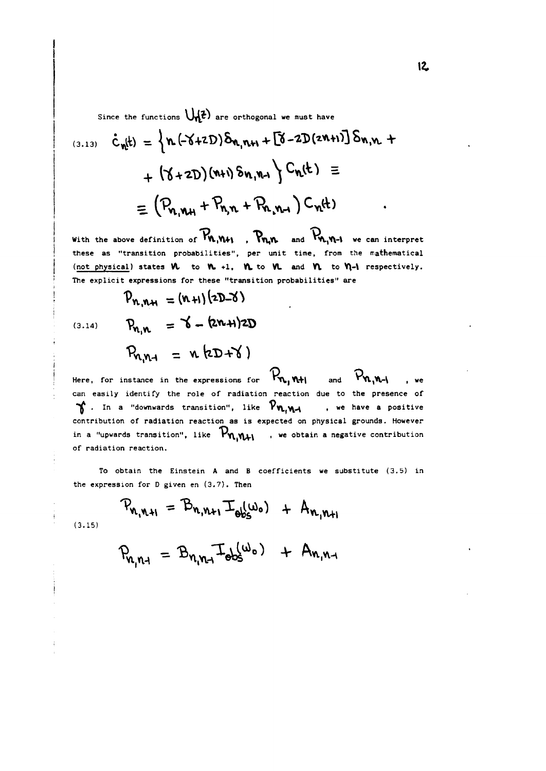Since the functions $U_n(z)$ are orthogonal we must have

$$\dot{c}_n(t) = \Big\{ n(-\gamma+2D)\delta_{n,n+1} + [\gamma - 2D(2n+1)]\delta_{n,n} + (\gamma+2D)(n+1)\delta_{n,n-1} \Big\} C_n(t) \equiv \equiv \left( P_{n,n+1} + P_{n,n} + P_{n,n-1} \right) C_n(t) \tag{3.13}$$

With the above definition of $P_{n,n+1}$ , $P_{n,n}$ and $P_{n,n-1}$ we can interpret these as "transition probabilities", per unit time, from the mathematical (not physical) states $n$ to $n+1$, $n$ to $n$ and $n$ to $n-1$ respectively. The explicit expressions for these "transition probabilities" are

$$
\begin{aligned}
P_{n,n+1} &= (n+1)(2D-\gamma) \\
P_{n,n} &= \gamma - (2n+1)2D \\
P_{n,n-1} &= n(2D+\gamma)
\end{aligned}
\tag{3.14}
$$

Here, for instance in the expressions for $P_{n,n+1}$ and $P_{n,n-1}$ , we can easily identify the role of radiation reaction due to the presence of $\gamma$. In a "downwards transition", like $P_{n,n-1}$ , we have a positive contribution of radiation reaction as is expected on physical grounds. However in a "upwards transition", like $P_{n,n+1}$ , we obtain a negative contribution of radiation reaction.

To obtain the Einstein A and B coefficients we substitute (3.5) in the expression for D given en (3.7). Then

$$
\begin{aligned}
P_{n,n+1} &= B_{n,n+1} I_{obs}(\omega_0) + A_{n,n+1} \\
P_{n,n-1} &= B_{n,n-1} I_{obs}(\omega_0) + A_{n,n-1}
\end{aligned}
\tag{3.15}
$$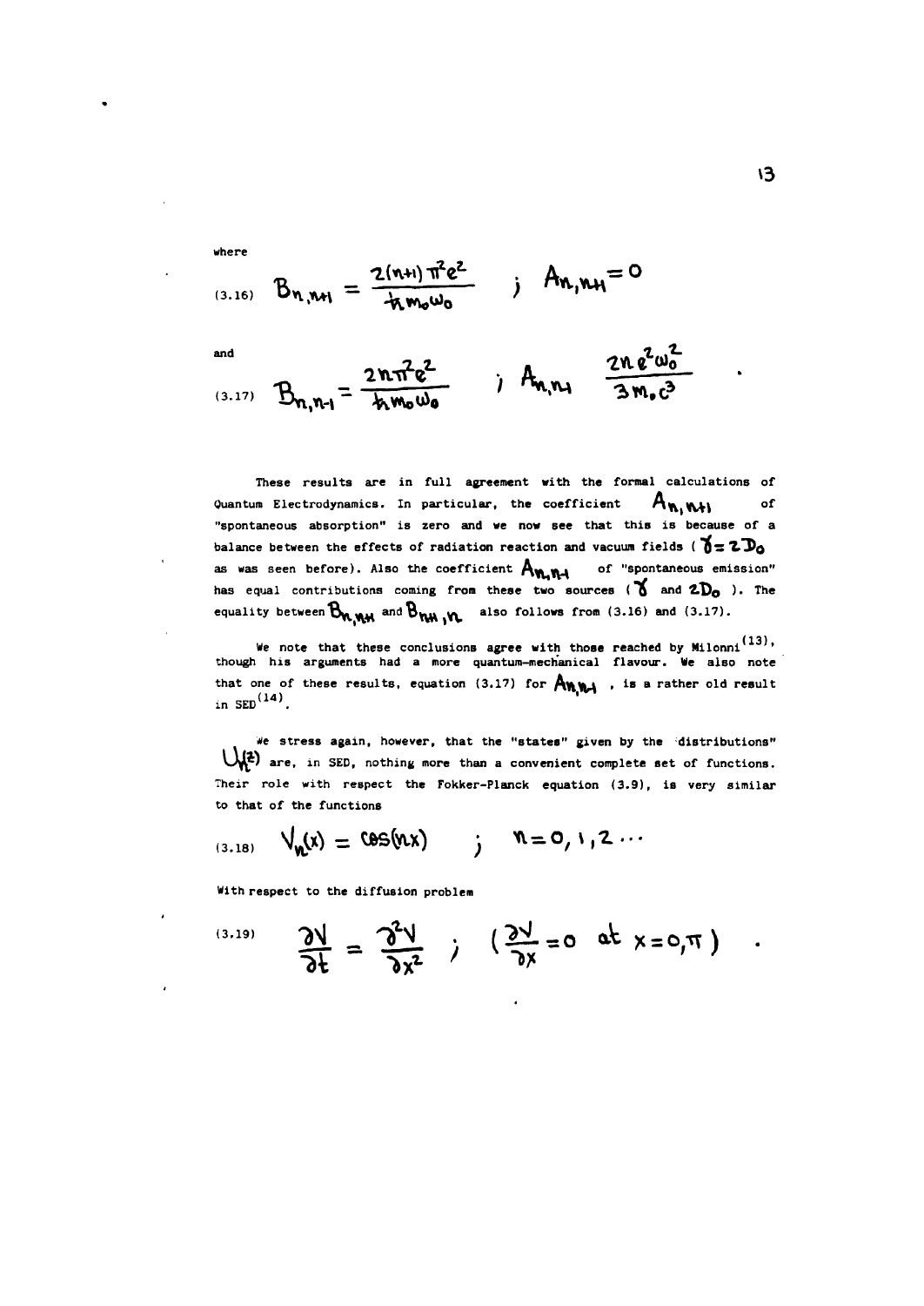where

$$
(3.16) \quad B_{n,n+1} = \frac{2(n+1)\pi^2 e^2}{\hbar m_0 \omega_0} \quad ; \quad A_{n,n+1} = 0
$$

and

$$
(3.17) \quad B_{n,n-1} = \frac{2n\pi^2 e^2}{\hbar m_0 \omega_0} \quad ; \quad A_{n,n-1} \quad \frac{2n e^2 \omega_0^2}{3 m_0 c^3} \quad .
$$

These results are in full agreement with the formal calculations of Quantum Electrodynamics. In particular, the coefficient $A_{n,n+1}$ of "spontaneous absorption" is zero and we now see that this is because of a balance between the effects of radiation reaction and vacuum fields ( $\gamma = 2D_0$ as was seen before). Also the coefficient $A_{n,n-1}$ of "spontaneous emission" has equal contributions coming from these two sources ( $\gamma$ and $2D_0$ ). The equality between $B_{n,n+1}$ and $B_{n+1,n}$ also follows from (3.16) and (3.17).

We note that these conclusions agree with those reached by Milonni[13], though his arguments had a more quantum-mechanical flavour. We also note that one of these results, equation (3.17) for $A_{n,n-1}$ , is a rather old result in SED[14].

We stress again, however, that the "states" given by the "distributions" $U_n(z)$ are, in SED, nothing more than a convenient complete set of functions. Their role with respect the Fokker-Planck equation (3.9), is very similar to that of the functions

$$
(3.18) \quad V_n(x) = \cos(nx) \quad ; \quad n = 0, 1, 2 \cdots
$$

With respect to the diffusion problem

$$
(3.19) \quad \frac{\partial V}{\partial t} = \frac{\partial^2 V}{\partial x^2} \quad ; \quad \left( \frac{\partial V}{\partial x} = 0 \quad \text{at } x = 0, \pi \right) \quad .
$$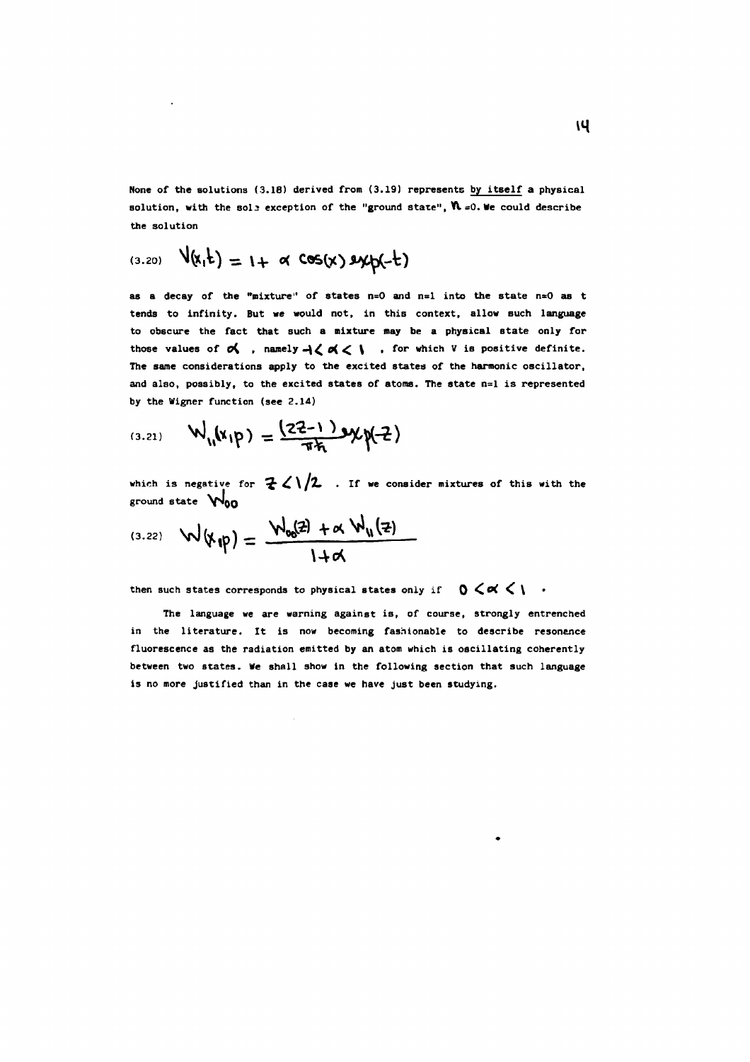None of the solutions (3.18) derived from (3.19) represents by itself a physical solution, with the sole exception of the "ground state", $n = 0$. We could describe the solution

$$(3.20) \quad V(x,t) = 1 + \alpha \cos(x) \exp(-t)$$

as a decay of the "mixture" of states n=0 and n=1 into the state n=0 as t tends to infinity. But we would not, in this context, allow such language to obscure the fact that such a mixture may be a physical state only for those values of $\alpha$, namely $-1 < \alpha < 1$, for which V is positive definite. The same considerations apply to the excited states of the harmonic oscillator, and also, possibly, to the excited states of atoms. The state n=1 is represented by the Wigner function (see 2.14)

$$(3.21) \quad W_{11}(x,p) = \frac{(2z-1)}{\pi\hbar} \exp(-z)$$

which is negative for $z < 1/2$. If we consider mixtures of this with the ground state $W_{00}$

$$(3.22) \quad W(x,p) = \frac{W_{00}(z) + \alpha W_{11}(z)}{1+\alpha}$$

then such states corresponds to physical states only if $0 < \alpha < 1$.

The language we are warning against is, of course, strongly entrenched in the literature. It is now becoming fashionable to describe resonance fluorescence as the radiation emitted by an atom which is oscillating coherently between two states. We shall show in the following section that such language is no more justified than in the case we have just been studying.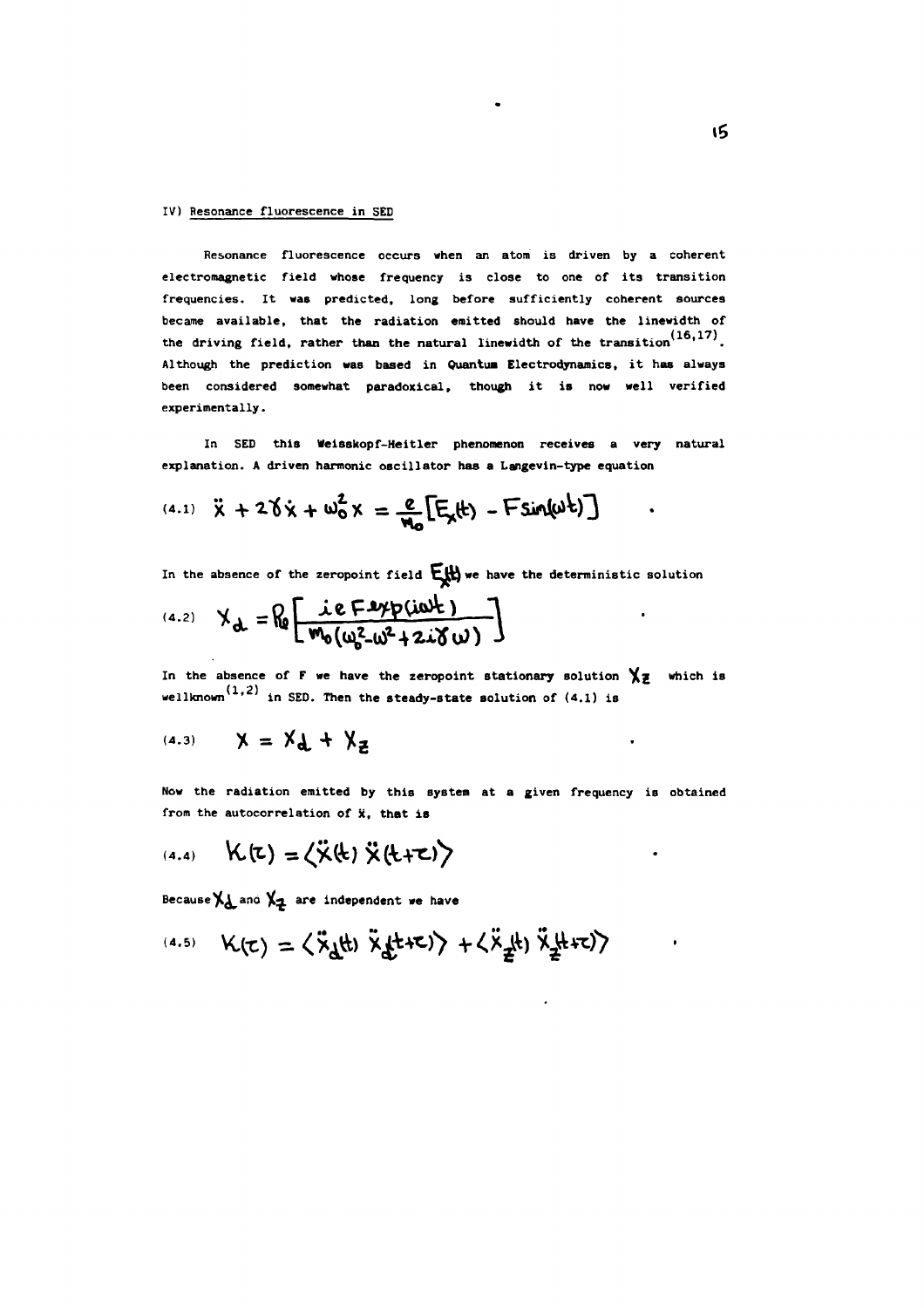## IV) Resonance fluorescence in SED

Resonance fluorescence occurs when an atom is driven by a coherent electromagnetic field whose frequency is close to one of its transition frequencies. It was predicted, long before sufficiently coherent sources became available, that the radiation emitted should have the linewidth of the driving field, rather than the natural linewidth of the transition[16,17]. Although the prediction was based in Quantum Electrodynamics, it has always been considered somewhat paradoxical, though it is now well verified experimentally.

In SED this Weisskopf-Heitler phenomenon receives a very natural explanation. A driven harmonic oscillator has a Langevin-type equation

$$(4.1) \quad \ddot{x} + 2\gamma\dot{x} + \omega_0^2 x = \frac{e}{m_0}\left[E_x(t) - F\sin(\omega t)\right] \quad .$$

In the absence of the zeropoint field $E_x(t)$ we have the deterministic solution

$$(4.2) \quad x_d = \mathrm{Re}\left[\frac{ie\,F\exp(i\omega t)}{m_0(\omega_0^2 - \omega^2 + 2i\gamma\omega)}\right] \quad .$$

In the absence of $F$ we have the zeropoint stationary solution $x_z$ which is wellknown[1,2] in SED. Then the steady-state solution of (4.1) is

$$(4.3) \quad x = x_d + x_z \quad .$$

Now the radiation emitted by this system at a given frequency is obtained from the autocorrelation of $\ddot{x}$, that is

$$(4.4) \quad K(\tau) = \langle \ddot{x}(t)\,\ddot{x}(t+\tau)\rangle \quad .$$

Because $x_d$ and $x_z$ are independent we have

$$(4.5) \quad K(\tau) = \langle \ddot{x}_d(t)\,\ddot{x}_d(t+\tau)\rangle + \langle \ddot{x}_z(t)\,\ddot{x}_z(t+\tau)\rangle \quad .$$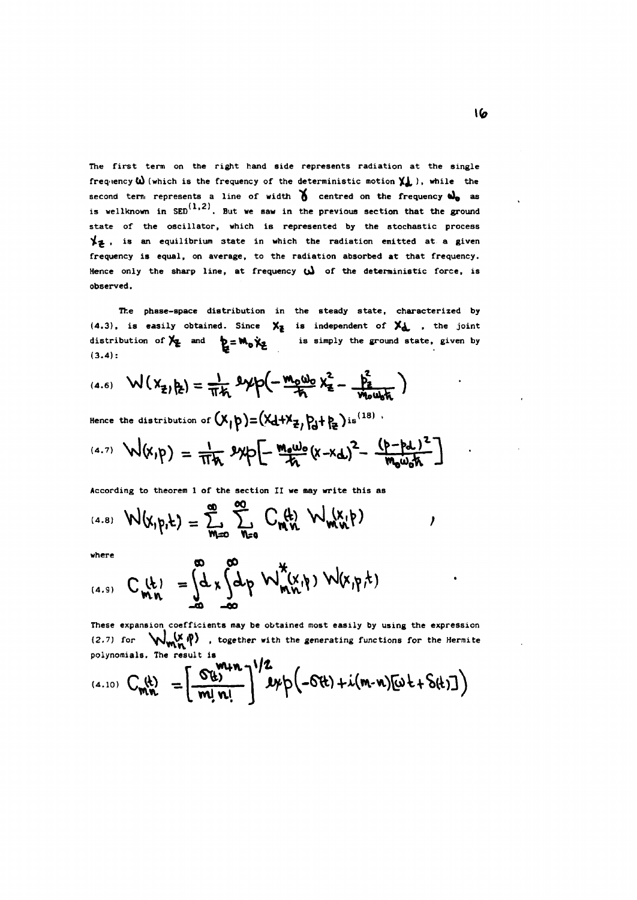The first term on the right hand side represents radiation at the single frequency $\omega$ (which is the frequency of the deterministic motion $X_d$), while the second term represents a line of width $\gamma$ centred on the frequency $\omega_0$ as is wellknown in SED[1,2]. But we saw in the previous section that the ground state of the oscillator, which is represented by the stochastic process $X_z$, is an equilibrium state in which the radiation emitted at a given frequency is equal, on average, to the radiation absorbed at that frequency. Hence only the sharp line, at frequency $\omega$ of the deterministic force, is observed.

The phase-space distribution in the steady state, characterized by (4.3), is easily obtained. Since $X_z$ is independent of $X_d$, the joint distribution of $X_z$ and $p_z = m_0 \dot{X}_z$ is simply the ground state, given by (3.4):

$$
(4.6) \quad W(x_z, p_z) = \frac{1}{\pi\hbar} \exp\left(-\frac{m_0\omega_0}{\hbar} x_z^2 - \frac{p_z^2}{m_0\omega_0\hbar}\right)
$$

Hence the distribution of $(X, p) = (X_d + X_z, p_d + p_z)$ is[18],

$$
(4.7) \quad W(x,p) = \frac{1}{\pi\hbar} \exp\left[-\frac{m_0\omega_0}{\hbar}(x - x_d)^2 - \frac{(p-p_d)^2}{m_0\omega_0\hbar}\right]
$$

According to theorem 1 of the section II we may write this as

$$
(4.8) \quad W(x,p,t) = \sum_{m=0}^{\infty} \sum_{n=0}^{\infty} C_{mn}(t)\, W_{mn}(x,p) \, ,
$$

where

$$
(4.9) \quad C_{mn}(t) = \int_{-\infty}^{\infty} dx \int_{-\infty}^{\infty} dp \, W_{mn}^{*}(x,p)\, W(x,p,t)
$$

These expansion coefficients may be obtained most easily by using the expression (2.7) for $W_{mn}(x,p)$, together with the generating functions for the Hermite polynomials. The result is

$$
(4.10) \quad C_{mn}(t) = \left[\frac{\sigma(t)^{m+n}}{m!\,n!}\right]^{1/2} \exp\left(-\sigma(t) + i(m-n)[\omega t + \delta(t)]\right)
$$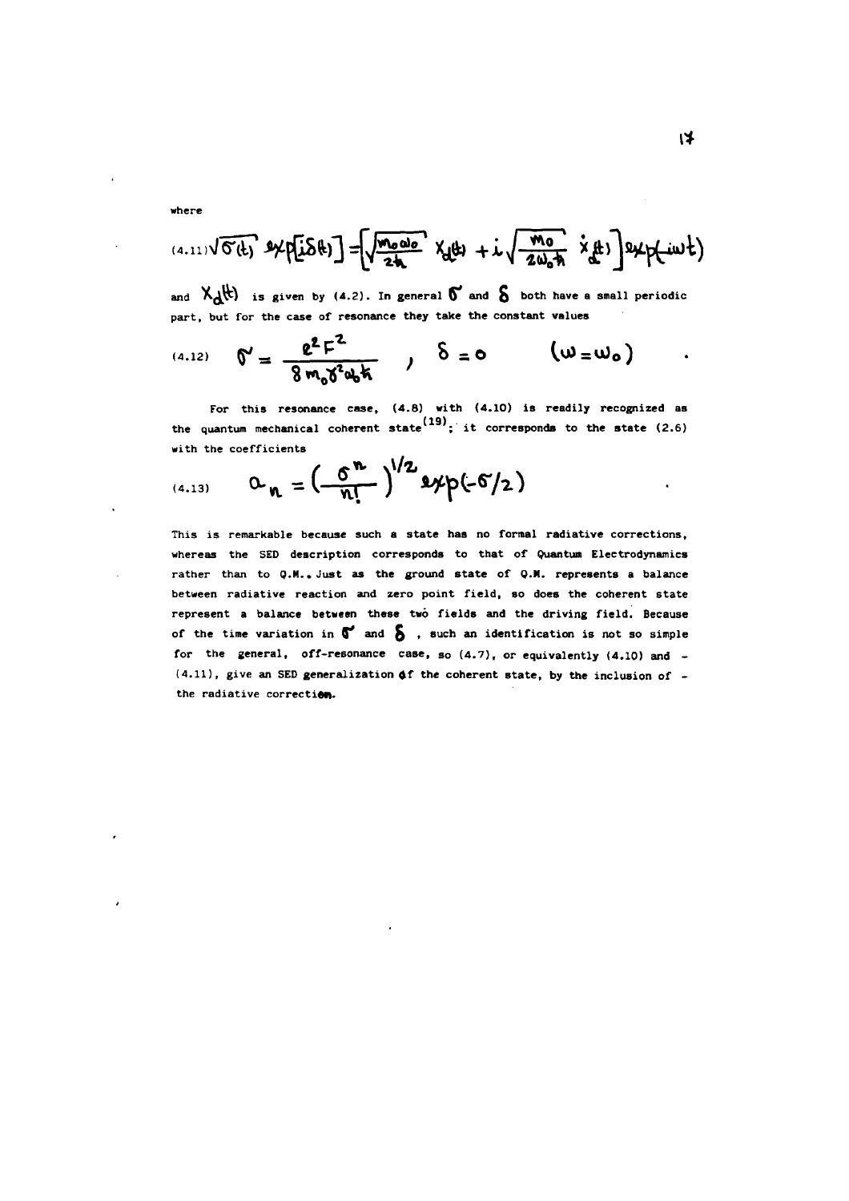where

$$(4.11)\quad \sqrt{\sigma(t)}\, \exp[i\delta(t)] = \left[\sqrt{\frac{m_0\omega_0}{2\hbar}}\, X_d(t) + i\sqrt{\frac{m_0}{2\omega_0\hbar}}\, \dot{X}_d(t)\right] \exp(-i\omega t)$$

and $X_d(t)$ is given by (4.2). In general $\sigma$ and $\delta$ both have a small periodic part, but for the case of resonance they take the constant values

$$(4.12)\quad \sigma = \frac{e^2 F^2}{8 m_0 \gamma^2 \omega_0 \hbar} \quad , \quad \delta = 0 \qquad (\omega = \omega_0) \quad .$$

For this resonance case, (4.8) with (4.10) is readily recognized as the quantum mechanical coherent state[19]; it corresponds to the state (2.6) with the coefficients

$$(4.13)\quad a_n = \left(\frac{\sigma^n}{n!}\right)^{1/2} \exp(-\sigma/2) \quad .$$

This is remarkable because such a state has no formal radiative corrections, whereas the SED description corresponds to that of Quantum Electrodynamics rather than to Q.M.. Just as the ground state of Q.M. represents a balance between radiative reaction and zero point field, so does the coherent state represent a balance between these two fields and the driving field. Because of the time variation in $\sigma$ and $\delta$, such an identification is not so simple for the general, off-resonance case, so (4.7), or equivalently (4.10) and (4.11), give an SED generalization of the coherent state, by the inclusion of the radiative correction.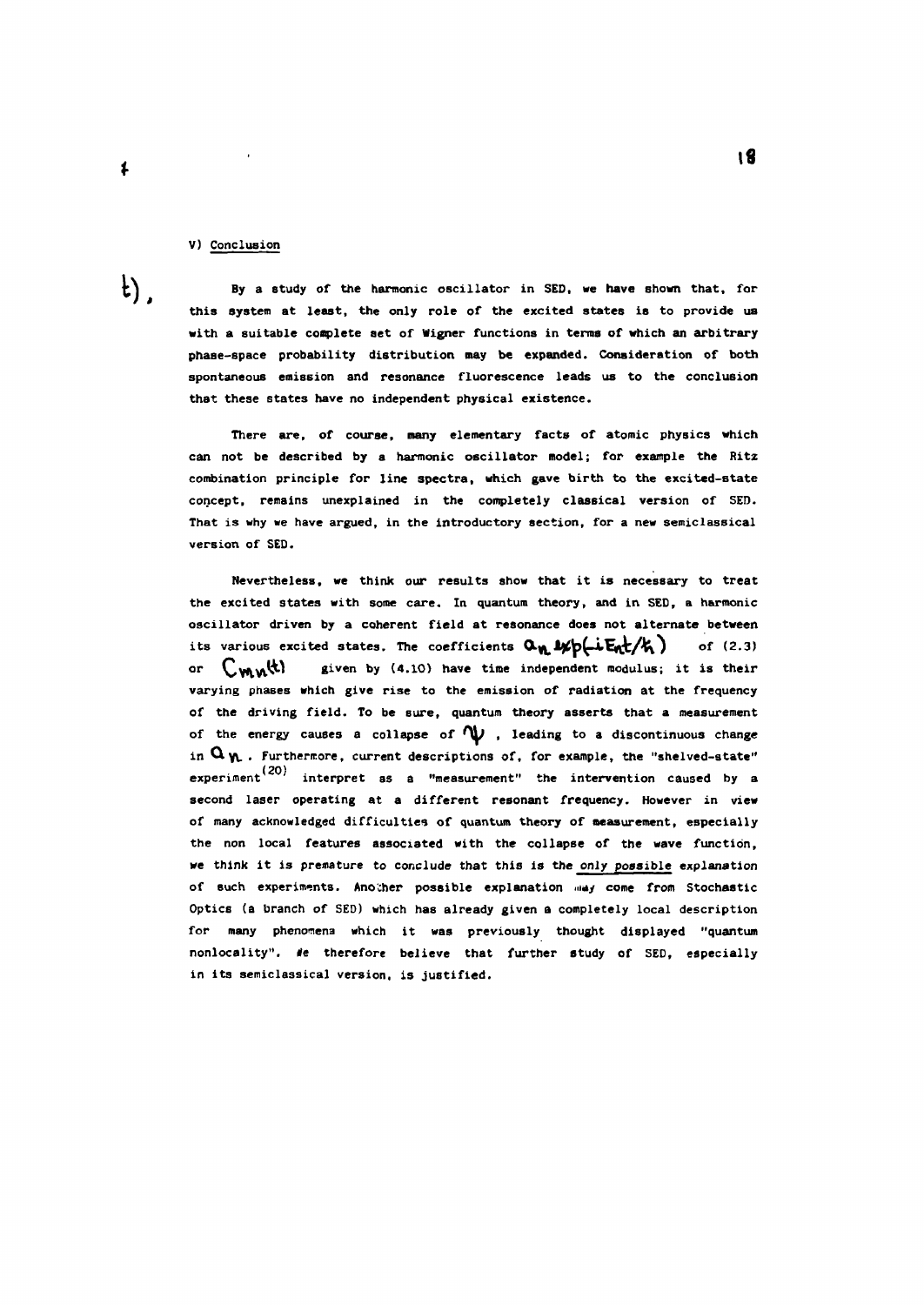## V) Conclusion

By a study of the harmonic oscillator in SED, we have shown that, for this system at least, the only role of the excited states is to provide us with a suitable complete set of Wigner functions in terms of which an arbitrary phase-space probability distribution may be expanded. Consideration of both spontaneous emission and resonance fluorescence leads us to the conclusion that these states have no independent physical existence.

There are, of course, many elementary facts of atomic physics which can not be described by a harmonic oscillator model; for example the Ritz combination principle for line spectra, which gave birth to the excited-state concept, remains unexplained in the completely classical version of SED. That is why we have argued, in the introductory section, for a new semiclassical version of SED.

Nevertheless, we think our results show that it is necessary to treat the excited states with some care. In quantum theory, and in SED, a harmonic oscillator driven by a coherent field at resonance does not alternate between its various excited states. The coefficients $a_n \exp(-iE_n t/\hbar)$ of (2.3) or $C_{mn}(t)$ given by (4.10) have time independent modulus; it is their varying phases which give rise to the emission of radiation at the frequency of the driving field. To be sure, quantum theory asserts that a measurement of the energy causes a collapse of $\Psi$, leading to a discontinuous change in $a_n$. Furthermore, current descriptions of, for example, the "shelved-state" experiment[20] interpret as a "measurement" the intervention caused by a second laser operating at a different resonant frequency. However in view of many acknowledged difficulties of quantum theory of measurement, especially the non local features associated with the collapse of the wave function, we think it is premature to conclude that this is the only possible explanation of such experiments. Another possible explanation may come from Stochastic Optics (a branch of SED) which has already given a completely local description for many phenomena which it was previously thought displayed "quantum nonlocality". We therefore believe that further study of SED, especially in its semiclassical version, is justified.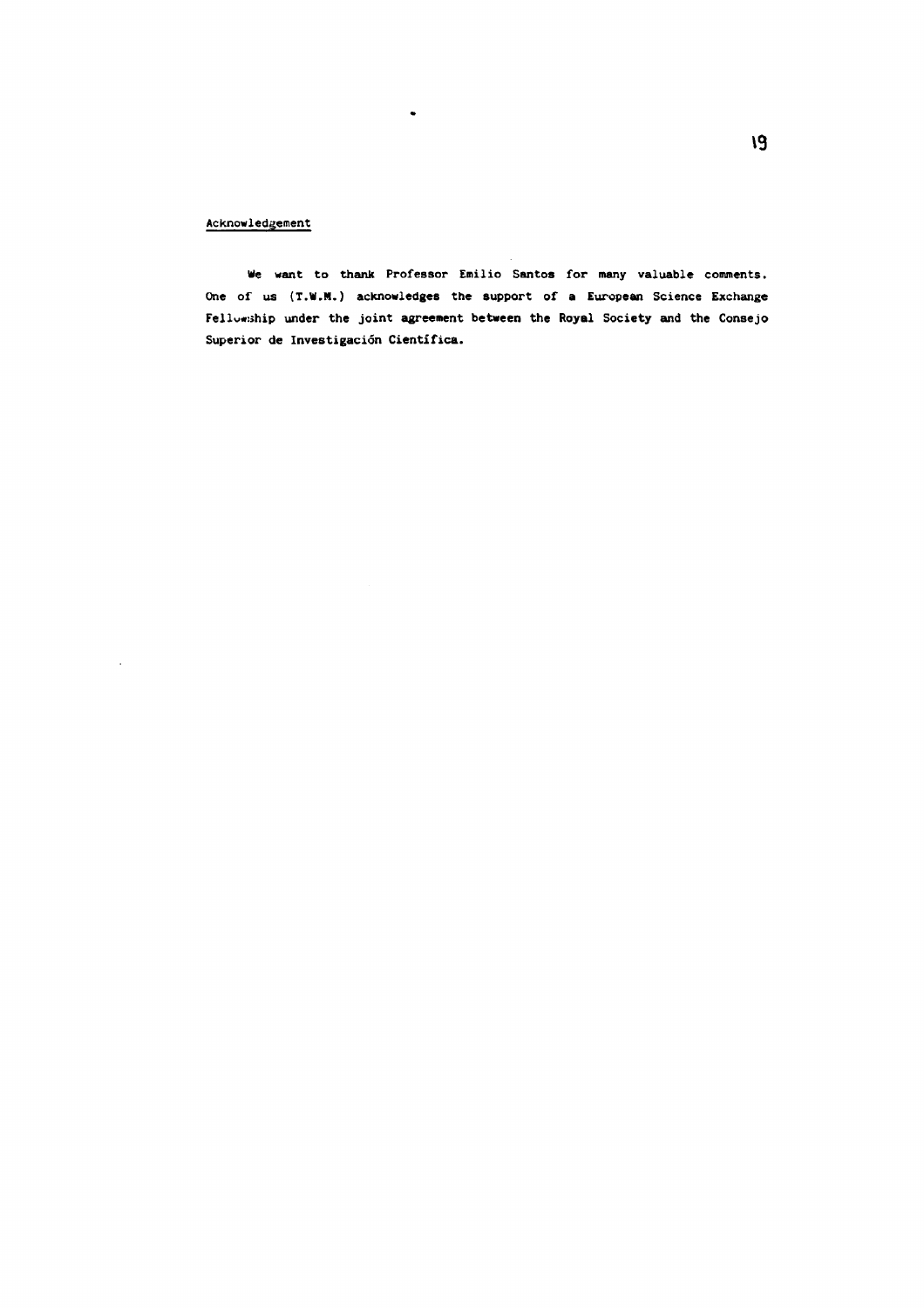## Acknowledgement

We want to thank Professor Emilio Santos for many valuable comments. One of us (T.W.M.) acknowledges the support of a European Science Exchange Fellowship under the joint agreement between the Royal Society and the Consejo Superior de Investigación Científica.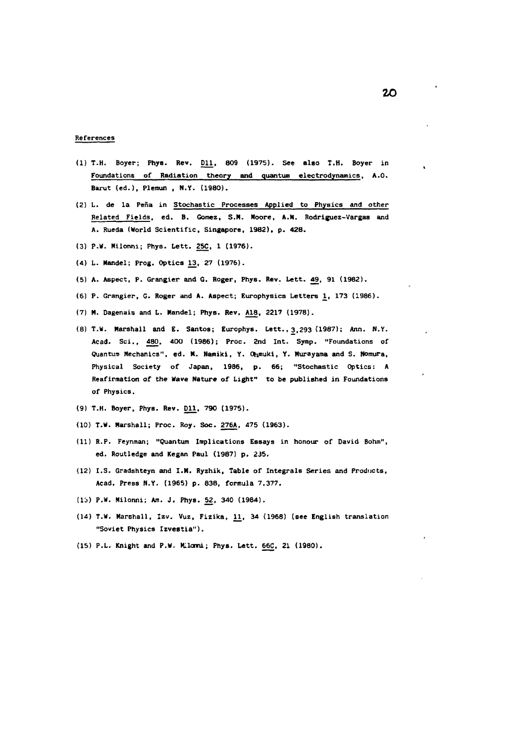## References

(1) T.H. Boyer; Phys. Rev. D11, 809 (1975). See also T.H. Boyer in Foundations of Radiation theory and quantum electrodynamics, A.O. Barut (ed.), Plemun , N.Y. (1980).

(2) L. de la Peña in Stochastic Processes Applied to Physics and other Related Fields, ed. B. Gomez, S.M. Moore, A.M. Rodriguez-Vargas and A. Rueda (World Scientific, Singapore, 1982), p. 428.

(3) P.W. Milonni; Phys. Lett. 25C, 1 (1976).

(4) L. Mandel; Prog. Optics 13, 27 (1976).

(5) A. Aspect, P. Grangier and G. Roger, Phys. Rev. Lett. 49, 91 (1982).

(6) P. Grangier, G. Roger and A. Aspect; Europhysics Letters 1, 173 (1986).

(7) M. Dagenais and L. Mandel; Phys. Rev, A18, 2217 (1978).

(8) T.W. Marshall and E. Santos; Europhys. Lett., 3,293 (1987); Ann. N.Y. Acad. Sci., 480, 400 (1986); Proc. 2nd Int. Symp. "Foundations of Quantum Mechanics", ed. M. Namiki, Y. Ohmuki, Y. Murayama and S. Nomura, Physical Society of Japan, 1986, p. 66; "Stochastic Optics: A Reafirmation of the Wave Nature of Light" to be published in Foundations of Physics.

(9) T.H. Boyer, Phys. Rev. D11, 790 (1975).

(10) T.W. Marshall; Proc. Roy. Soc. 276A, 475 (1963).

(11) R.P. Feynman; "Quantum Implications Essays in honour of David Bohm", ed. Routledge and Kegan Paul (1987) p. 235.

(12) I.S. Gradshteyn and I.M. Ryzhik, Table of Integrals Series and Products, Acad. Press N.Y. (1965) p. 838, formula 7.377.

(13) P.W. Milonni; Am. J. Phys. 52, 340 (1984).

(14) T.W. Marshall, Izv. Vuz, Fizika, 11, 34 (1968) (see English translation "Soviet Physics Izvestia").

(15) P.L. Knight and P.W. Milonni; Phys. Lett. 66C, 21 (1980).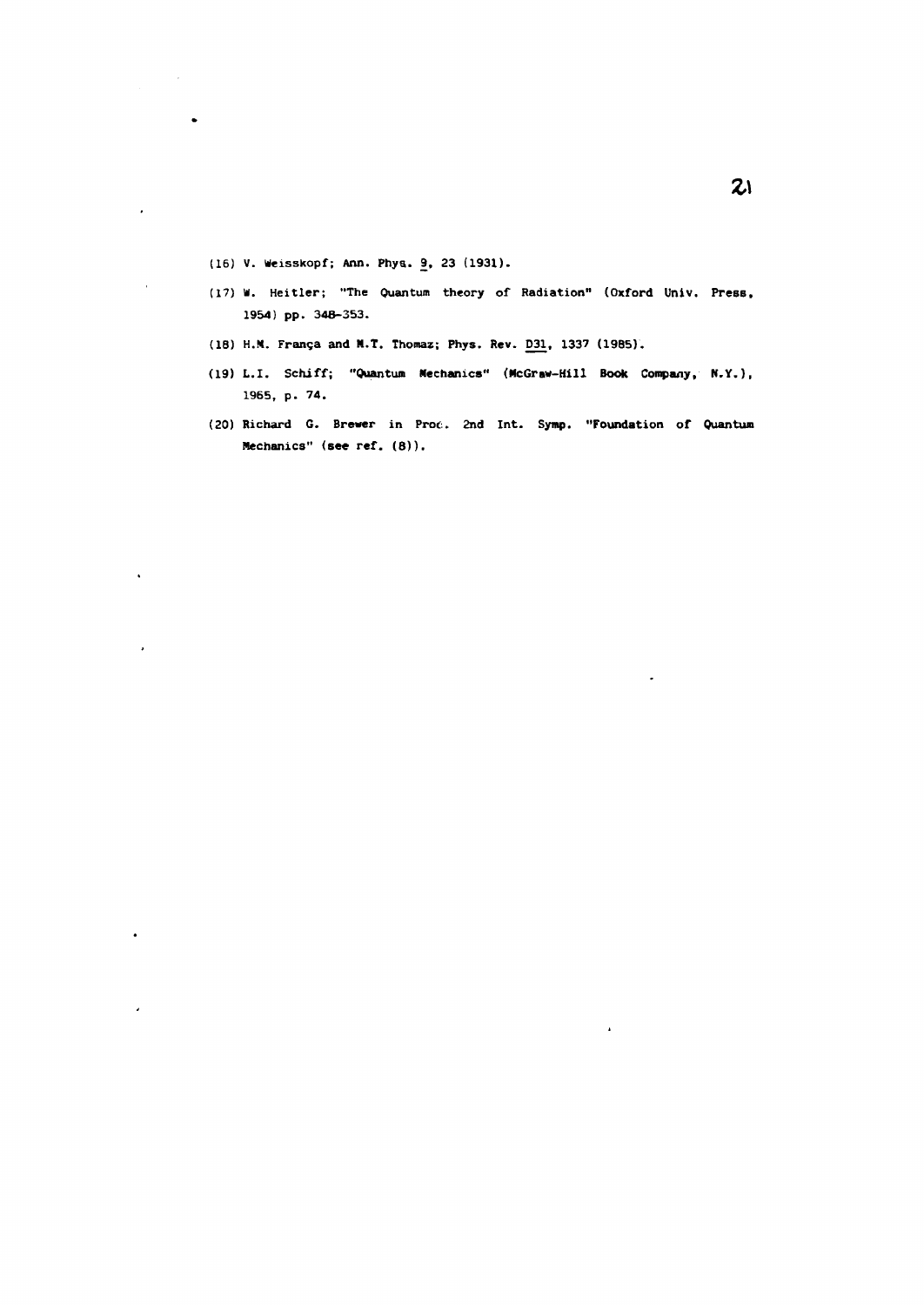(16) V. Weisskopf; Ann. Phys. 9, 23 (1931).

(17) W. Heitler; "The Quantum theory of Radiation" (Oxford Univ. Press, 1954) pp. 348-353.

(18) H.M. França and M.T. Thomaz; Phys. Rev. D31, 1337 (1985).

(19) L.I. Schiff; "Quantum Mechanics" (McGraw-Hill Book Company, N.Y.), 1965, p. 74.

(20) Richard G. Brewer in Proc. 2nd Int. Symp. "Foundation of Quantum Mechanics" (see ref. (8)).